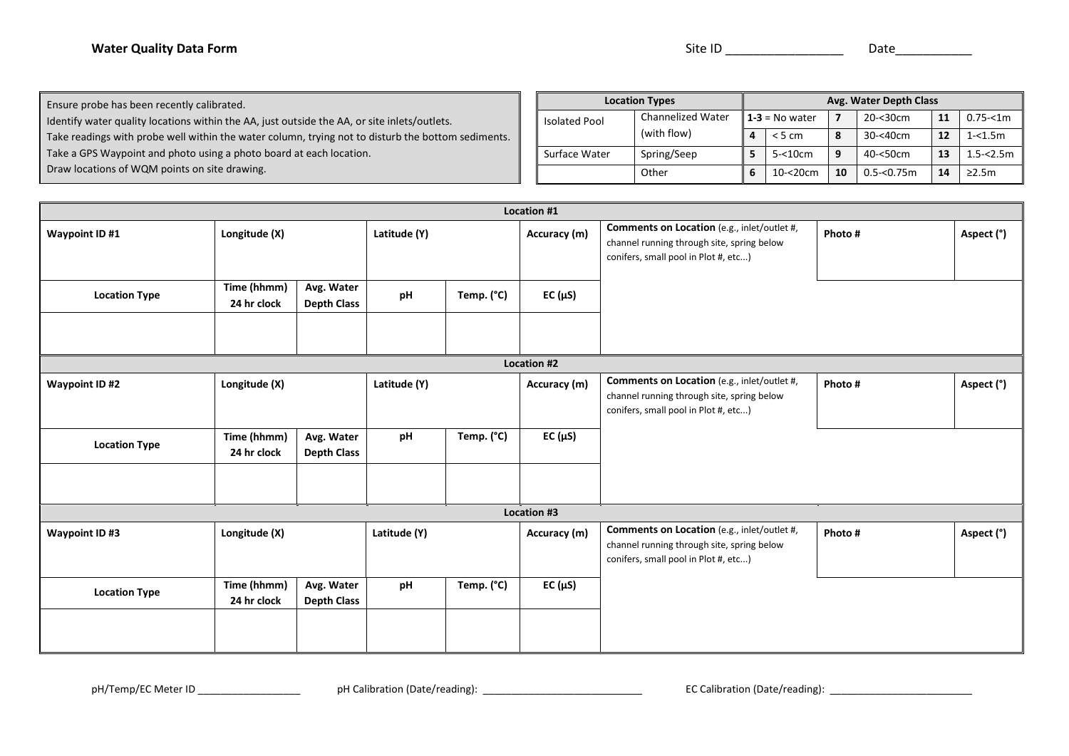**Water Quality Data Form**

Site ID \_\_\_\_\_\_\_\_\_\_\_\_\_\_\_\_\_ Date\_\_\_\_\_\_\_\_\_\_\_

Ensure probe has been recently calibrated.
Identify water quality locations within the AA, just outside the AA, or site inlets/outlets.
Take readings with probe well within the water column, trying not to disturb the bottom sediments.
Take a GPS Waypoint and photo using a photo board at each location.
Draw locations of WQM points on site drawing.

| Location Types | |
|---|---|
| Isolated Pool | Channelized Water (with flow) |
| Surface Water | Spring/Seep |
| | Other |

| Avg. Water Depth Class | | | | | |
|---|---|---|---|---|---|
| **1-3** = No water | | **7** | 20-<30cm | **11** | 0.75-<1m |
| **4** | < 5 cm | **8** | 30-<40cm | **12** | 1-<1.5m |
| **5** | 5-<10cm | **9** | 40-<50cm | **13** | 1.5-<2.5m |
| **6** | 10-<20cm | **10** | 0.5-<0.75m | **14** | ≥2.5m |

| **Location #1** | | | | | | | | |
|---|---|---|---|---|---|---|---|---|
| **Waypoint ID #1** | **Longitude (X)** | | **Latitude (Y)** | | **Accuracy (m)** | **Comments on Location** (e.g., inlet/outlet #, channel running through site, spring below conifers, small pool in Plot #, etc...) | **Photo #** | **Aspect (°)** |
| **Location Type** | **Time (hhmm) 24 hr clock** | **Avg. Water Depth Class** | **pH** | **Temp. (°C)** | **EC (µS)** | | | |
| | | | | | | | | |
| **Location #2** | | | | | | | | |
| **Waypoint ID #2** | **Longitude (X)** | | **Latitude (Y)** | | **Accuracy (m)** | **Comments on Location** (e.g., inlet/outlet #, channel running through site, spring below conifers, small pool in Plot #, etc...) | **Photo #** | **Aspect (°)** |
| **Location Type** | **Time (hhmm) 24 hr clock** | **Avg. Water Depth Class** | **pH** | **Temp. (°C)** | **EC (µS)** | | | |
| | | | | | | | | |
| **Location #3** | | | | | | | | |
| **Waypoint ID #3** | **Longitude (X)** | | **Latitude (Y)** | | **Accuracy (m)** | **Comments on Location** (e.g., inlet/outlet #, channel running through site, spring below conifers, small pool in Plot #, etc...) | **Photo #** | **Aspect (°)** |
| **Location Type** | **Time (hhmm) 24 hr clock** | **Avg. Water Depth Class** | **pH** | **Temp. (°C)** | **EC (µS)** | | | |
| | | | | | | | | |

pH/Temp/EC Meter ID \_\_\_\_\_\_\_\_\_\_\_\_\_\_\_\_\_\_ pH Calibration (Date/reading): \_\_\_\_\_\_\_\_\_\_\_\_\_\_\_\_\_\_\_\_\_\_\_\_\_\_\_\_ EC Calibration (Date/reading): \_\_\_\_\_\_\_\_\_\_\_\_\_\_\_\_\_\_\_\_\_\_\_\_\_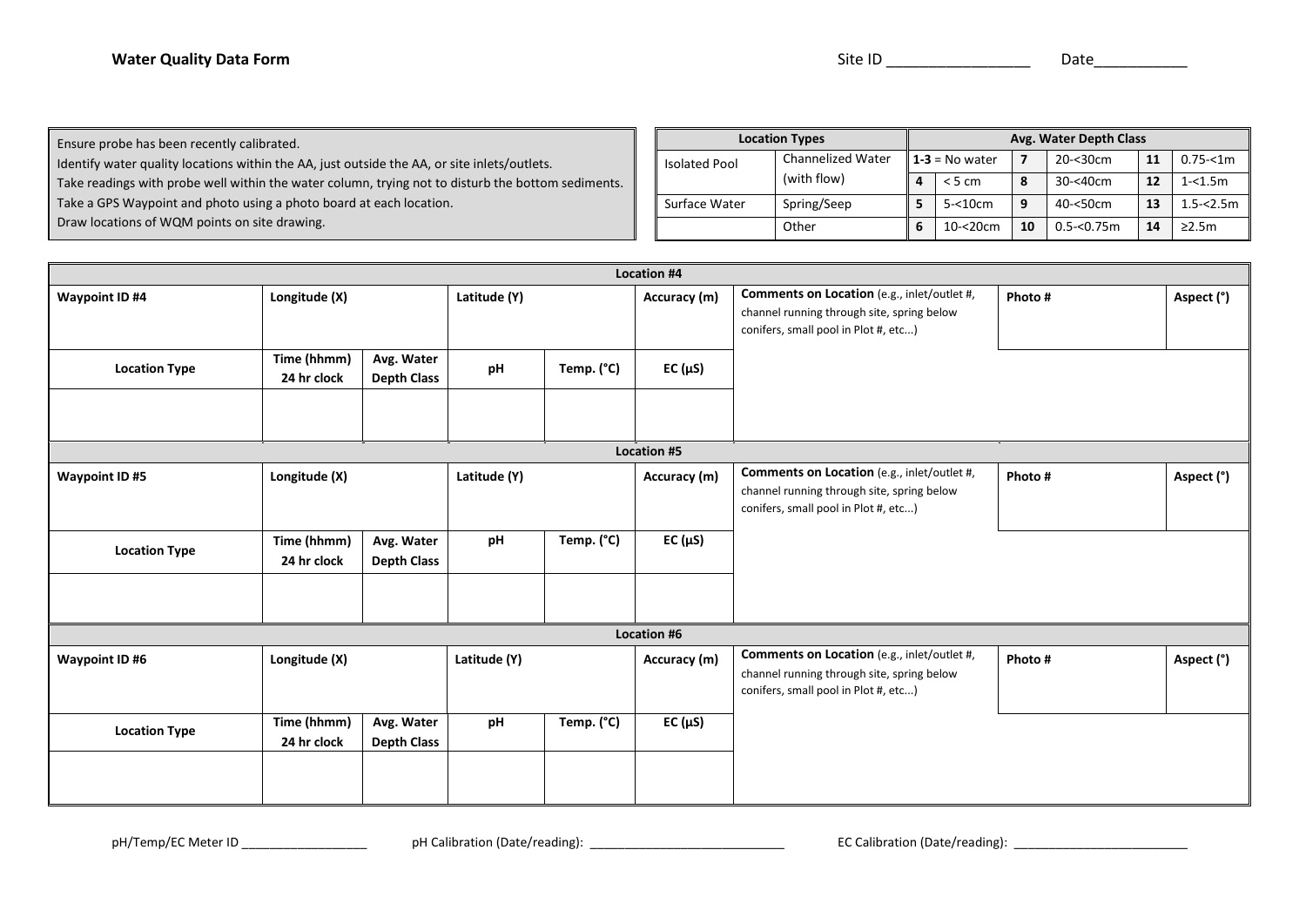**Water Quality Data Form** Site ID _________________ Date___________

Ensure probe has been recently calibrated.
Identify water quality locations within the AA, just outside the AA, or site inlets/outlets.
Take readings with probe well within the water column, trying not to disturb the bottom sediments.
Take a GPS Waypoint and photo using a photo board at each location.
Draw locations of WQM points on site drawing.

| **Location Types** | | **Avg. Water Depth Class** | | | | | |
|---|---|---|---|---|---|---|---|
| Isolated Pool | Channelized Water (with flow) | **1-3** = No water | | **7** | 20-<30cm | **11** | 0.75-<1m |
| | | **4** | < 5 cm | **8** | 30-<40cm | **12** | 1-<1.5m |
| Surface Water | Spring/Seep | **5** | 5-<10cm | **9** | 40-<50cm | **13** | 1.5-<2.5m |
| | Other | **6** | 10-<20cm | **10** | 0.5-<0.75m | **14** | ≥2.5m |

| **Location #4** | | | | | | | | |
|---|---|---|---|---|---|---|---|---|
| **Waypoint ID #4** | **Longitude (X)** | | **Latitude (Y)** | | **Accuracy (m)** | **Comments on Location** (e.g., inlet/outlet #, channel running through site, spring below conifers, small pool in Plot #, etc...) | **Photo #** | **Aspect (°)** |
| **Location Type** | **Time (hhmm) 24 hr clock** | **Avg. Water Depth Class** | **pH** | **Temp. (°C)** | **EC (µS)** | | | |
| | | | | | | | | |
| **Location #5** | | | | | | | | |
| **Waypoint ID #5** | **Longitude (X)** | | **Latitude (Y)** | | **Accuracy (m)** | **Comments on Location** (e.g., inlet/outlet #, channel running through site, spring below conifers, small pool in Plot #, etc...) | **Photo #** | **Aspect (°)** |
| **Location Type** | **Time (hhmm) 24 hr clock** | **Avg. Water Depth Class** | **pH** | **Temp. (°C)** | **EC (µS)** | | | |
| | | | | | | | | |
| **Location #6** | | | | | | | | |
| **Waypoint ID #6** | **Longitude (X)** | | **Latitude (Y)** | | **Accuracy (m)** | **Comments on Location** (e.g., inlet/outlet #, channel running through site, spring below conifers, small pool in Plot #, etc...) | **Photo #** | **Aspect (°)** |
| **Location Type** | **Time (hhmm) 24 hr clock** | **Avg. Water Depth Class** | **pH** | **Temp. (°C)** | **EC (µS)** | | | |
| | | | | | | | | |

pH/Temp/EC Meter ID __________________ pH Calibration (Date/reading): _____________________________ EC Calibration (Date/reading): _________________________